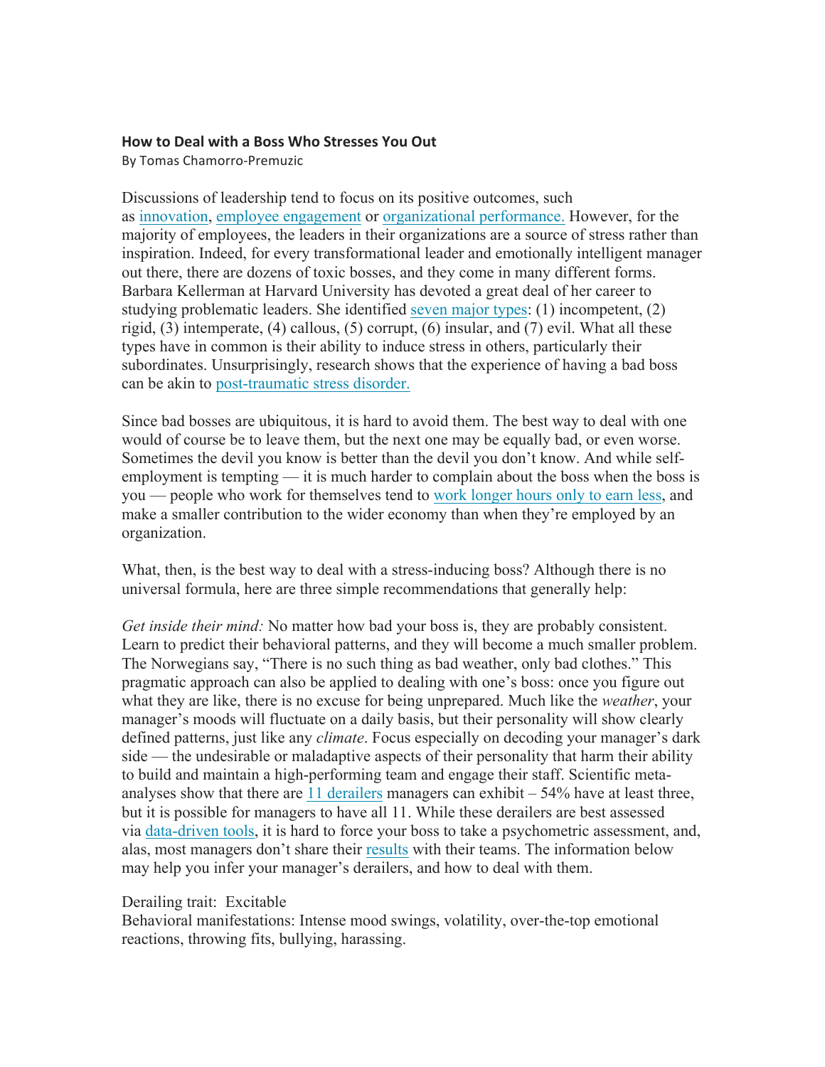# How to Deal with a Boss Who Stresses You Out

By Tomas Chamorro-Premuzic

Discussions of leadership tend to focus on its positive outcomes, such as innovation, employee engagement or organizational performance. However, for the majority of employees, the leaders in their organizations are a source of stress rather than inspiration. Indeed, for every transformational leader and emotionally intelligent manager out there, there are dozens of toxic bosses, and they come in many different forms. Barbara Kellerman at Harvard University has devoted a great deal of her career to studying problematic leaders. She identified seven major types: (1) incompetent, (2) rigid, (3) intemperate, (4) callous, (5) corrupt, (6) insular, and (7) evil. What all these types have in common is their ability to induce stress in others, particularly their subordinates. Unsurprisingly, research shows that the experience of having a bad boss can be akin to post-traumatic stress disorder.

Since bad bosses are ubiquitous, it is hard to avoid them. The best way to deal with one would of course be to leave them, but the next one may be equally bad, or even worse. Sometimes the devil you know is better than the devil you don't know. And while self-employment is tempting — it is much harder to complain about the boss when the boss is you — people who work for themselves tend to work longer hours only to earn less, and make a smaller contribution to the wider economy than when they're employed by an organization.

What, then, is the best way to deal with a stress-inducing boss? Although there is no universal formula, here are three simple recommendations that generally help:

*Get inside their mind:* No matter how bad your boss is, they are probably consistent. Learn to predict their behavioral patterns, and they will become a much smaller problem. The Norwegians say, "There is no such thing as bad weather, only bad clothes." This pragmatic approach can also be applied to dealing with one's boss: once you figure out what they are like, there is no excuse for being unprepared. Much like the *weather*, your manager's moods will fluctuate on a daily basis, but their personality will show clearly defined patterns, just like any *climate*. Focus especially on decoding your manager's dark side — the undesirable or maladaptive aspects of their personality that harm their ability to build and maintain a high-performing team and engage their staff. Scientific meta-analyses show that there are 11 derailers managers can exhibit – 54% have at least three, but it is possible for managers to have all 11. While these derailers are best assessed via data-driven tools, it is hard to force your boss to take a psychometric assessment, and, alas, most managers don't share their results with their teams. The information below may help you infer your manager's derailers, and how to deal with them.

Derailing trait: Excitable
Behavioral manifestations: Intense mood swings, volatility, over-the-top emotional reactions, throwing fits, bullying, harassing.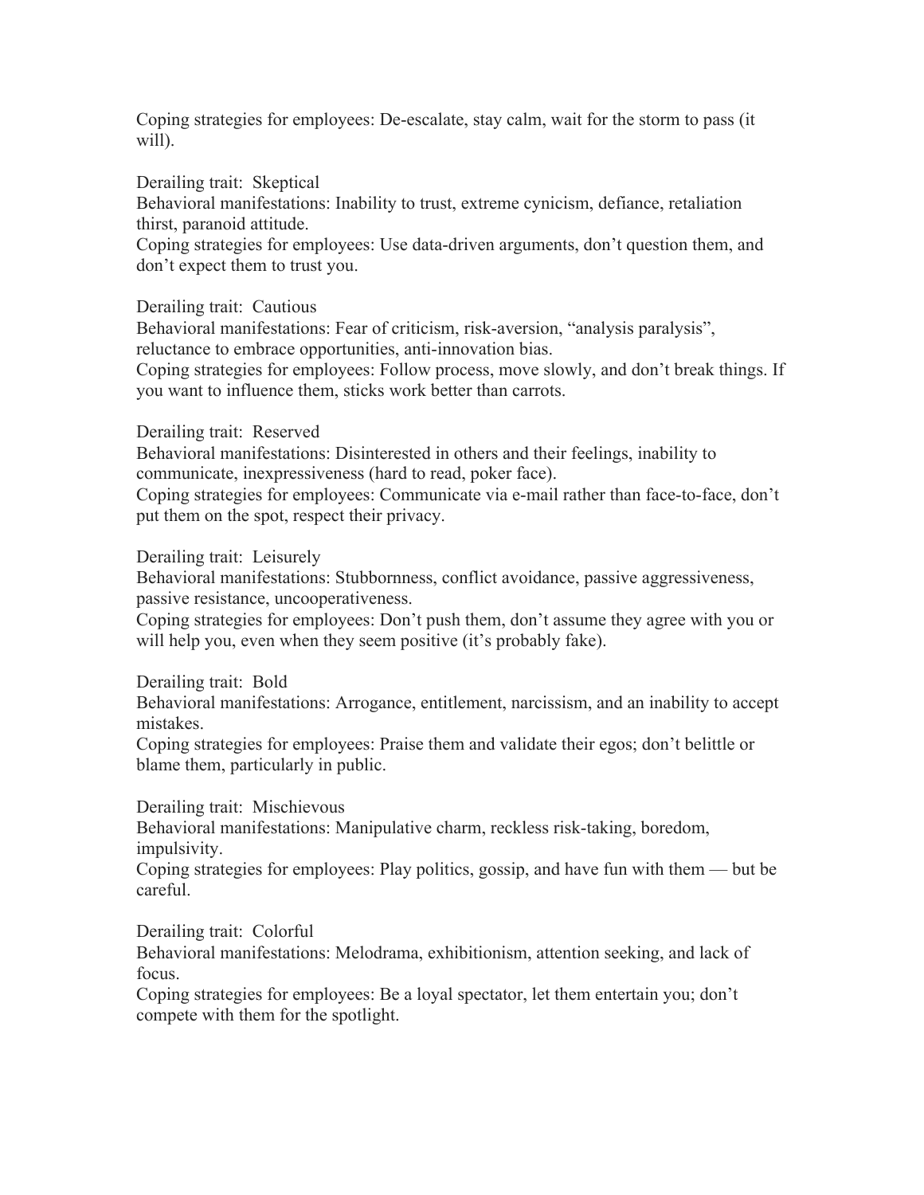Coping strategies for employees: De-escalate, stay calm, wait for the storm to pass (it will).

Derailing trait: Skeptical
Behavioral manifestations: Inability to trust, extreme cynicism, defiance, retaliation thirst, paranoid attitude.
Coping strategies for employees: Use data-driven arguments, don't question them, and don't expect them to trust you.

Derailing trait: Cautious
Behavioral manifestations: Fear of criticism, risk-aversion, "analysis paralysis", reluctance to embrace opportunities, anti-innovation bias.
Coping strategies for employees: Follow process, move slowly, and don't break things. If you want to influence them, sticks work better than carrots.

Derailing trait: Reserved
Behavioral manifestations: Disinterested in others and their feelings, inability to communicate, inexpressiveness (hard to read, poker face).
Coping strategies for employees: Communicate via e-mail rather than face-to-face, don't put them on the spot, respect their privacy.

Derailing trait: Leisurely
Behavioral manifestations: Stubbornness, conflict avoidance, passive aggressiveness, passive resistance, uncooperativeness.
Coping strategies for employees: Don't push them, don't assume they agree with you or will help you, even when they seem positive (it's probably fake).

Derailing trait: Bold
Behavioral manifestations: Arrogance, entitlement, narcissism, and an inability to accept mistakes.
Coping strategies for employees: Praise them and validate their egos; don't belittle or blame them, particularly in public.

Derailing trait: Mischievous
Behavioral manifestations: Manipulative charm, reckless risk-taking, boredom, impulsivity.
Coping strategies for employees: Play politics, gossip, and have fun with them — but be careful.

Derailing trait: Colorful
Behavioral manifestations: Melodrama, exhibitionism, attention seeking, and lack of focus.
Coping strategies for employees: Be a loyal spectator, let them entertain you; don't compete with them for the spotlight.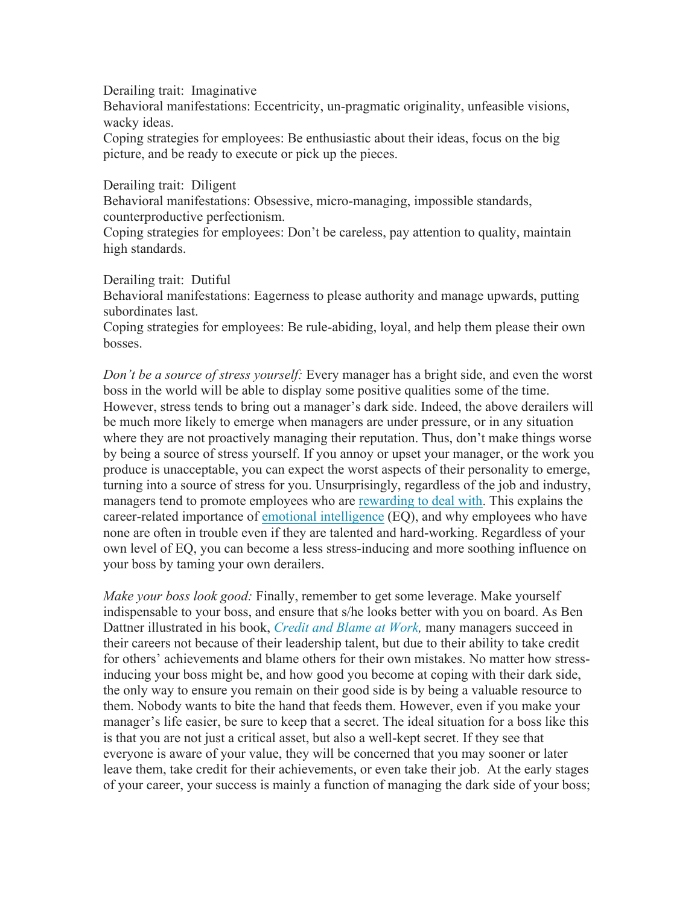Derailing trait: Imaginative
Behavioral manifestations: Eccentricity, un-pragmatic originality, unfeasible visions, wacky ideas.
Coping strategies for employees: Be enthusiastic about their ideas, focus on the big picture, and be ready to execute or pick up the pieces.

Derailing trait: Diligent
Behavioral manifestations: Obsessive, micro-managing, impossible standards, counterproductive perfectionism.
Coping strategies for employees: Don't be careless, pay attention to quality, maintain high standards.

Derailing trait: Dutiful
Behavioral manifestations: Eagerness to please authority and manage upwards, putting subordinates last.
Coping strategies for employees: Be rule-abiding, loyal, and help them please their own bosses.

*Don't be a source of stress yourself:* Every manager has a bright side, and even the worst boss in the world will be able to display some positive qualities some of the time. However, stress tends to bring out a manager's dark side. Indeed, the above derailers will be much more likely to emerge when managers are under pressure, or in any situation where they are not proactively managing their reputation. Thus, don't make things worse by being a source of stress yourself. If you annoy or upset your manager, or the work you produce is unacceptable, you can expect the worst aspects of their personality to emerge, turning into a source of stress for you. Unsurprisingly, regardless of the job and industry, managers tend to promote employees who are rewarding to deal with. This explains the career-related importance of emotional intelligence (EQ), and why employees who have none are often in trouble even if they are talented and hard-working. Regardless of your own level of EQ, you can become a less stress-inducing and more soothing influence on your boss by taming your own derailers.

*Make your boss look good:* Finally, remember to get some leverage. Make yourself indispensable to your boss, and ensure that s/he looks better with you on board. As Ben Dattner illustrated in his book, *Credit and Blame at Work,* many managers succeed in their careers not because of their leadership talent, but due to their ability to take credit for others' achievements and blame others for their own mistakes. No matter how stress-inducing your boss might be, and how good you become at coping with their dark side, the only way to ensure you remain on their good side is by being a valuable resource to them. Nobody wants to bite the hand that feeds them. However, even if you make your manager's life easier, be sure to keep that a secret. The ideal situation for a boss like this is that you are not just a critical asset, but also a well-kept secret. If they see that everyone is aware of your value, they will be concerned that you may sooner or later leave them, take credit for their achievements, or even take their job. At the early stages of your career, your success is mainly a function of managing the dark side of your boss;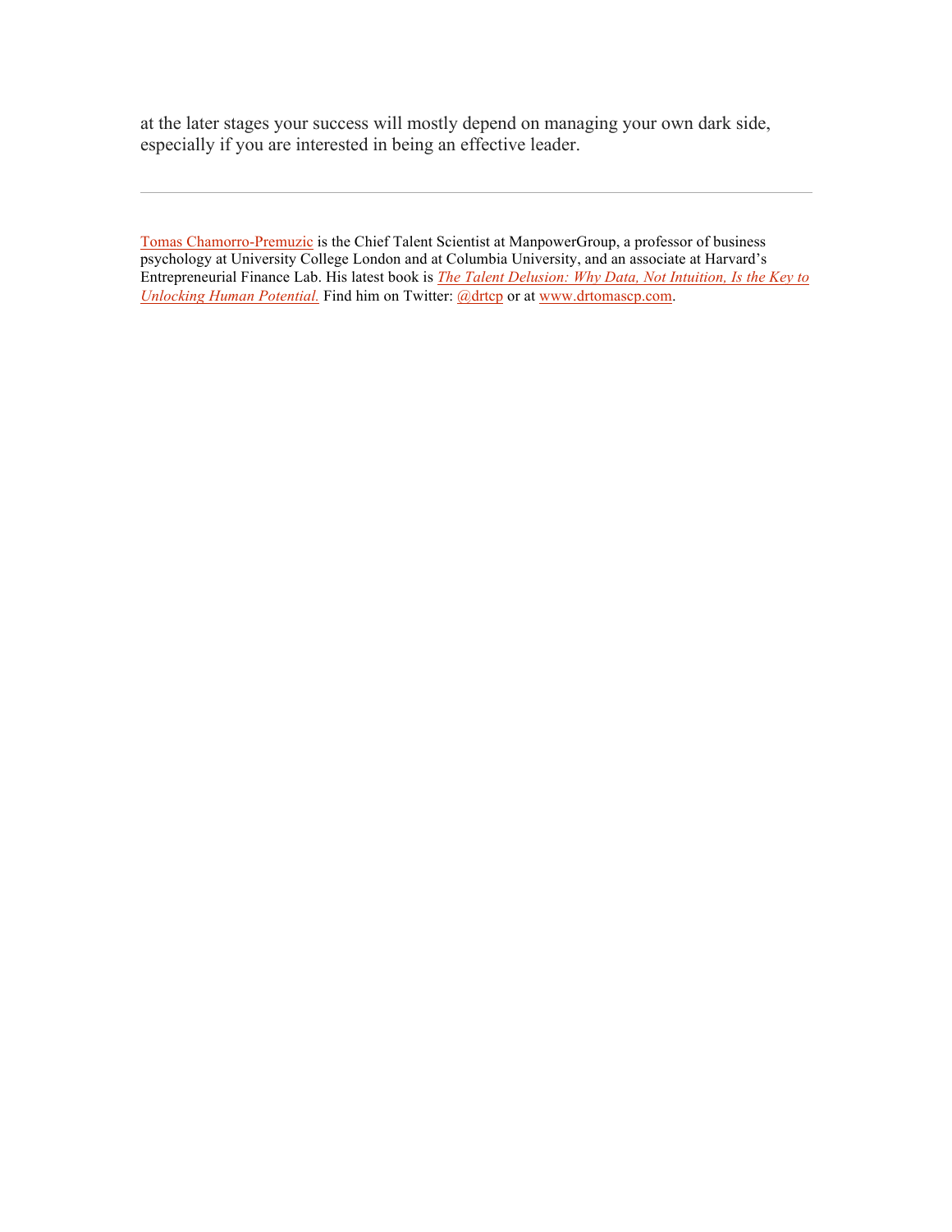at the later stages your success will mostly depend on managing your own dark side, especially if you are interested in being an effective leader.

---

Tomas Chamorro-Premuzic is the Chief Talent Scientist at ManpowerGroup, a professor of business psychology at University College London and at Columbia University, and an associate at Harvard's Entrepreneurial Finance Lab. His latest book is *The Talent Delusion: Why Data, Not Intuition, Is the Key to Unlocking Human Potential.* Find him on Twitter: @drtcp or at www.drtomascp.com.